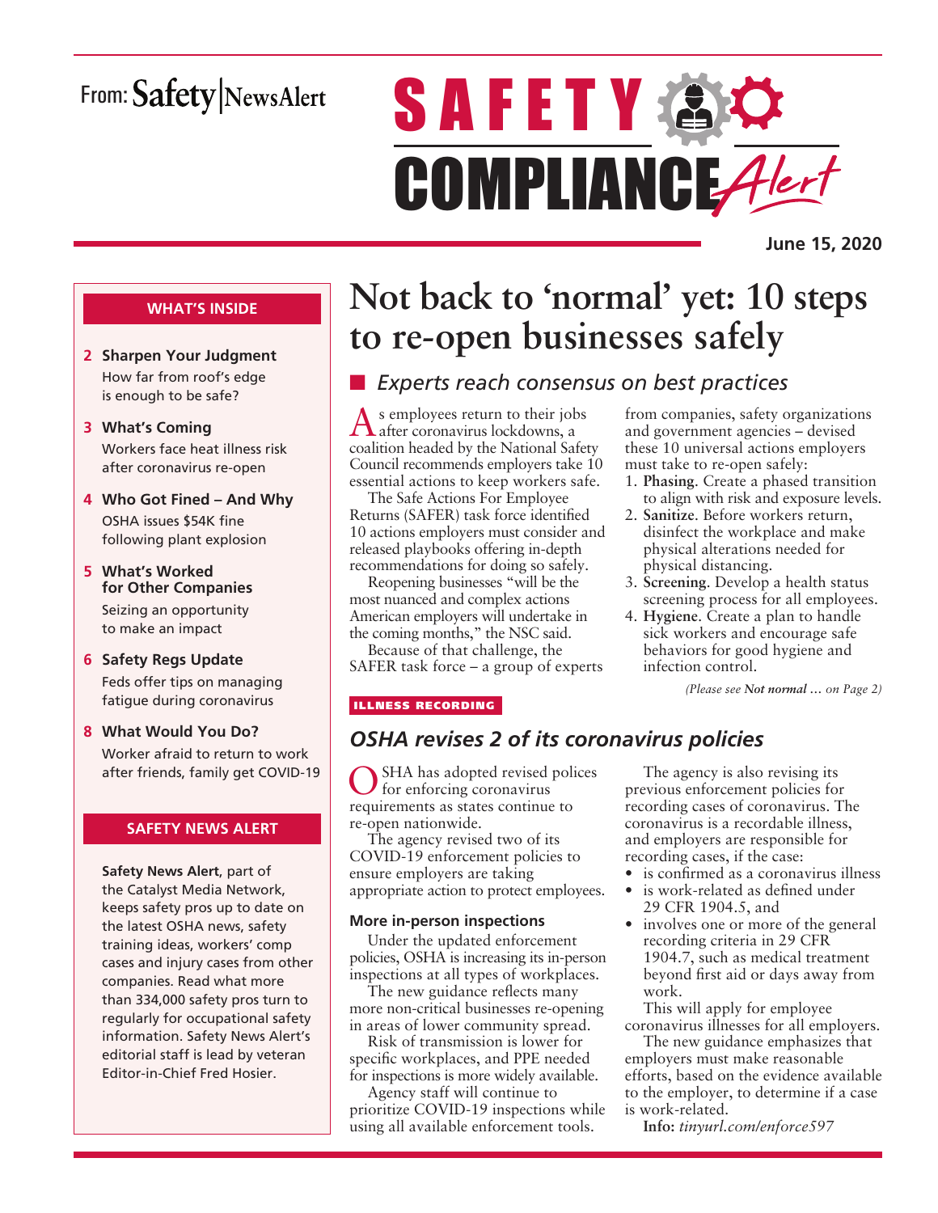From: Safety|NewsAlert

# SAFETY COMPLIANCE Alert

**June 15, 2020**

### WHAT'S INSIDE

**2 Sharpen Your Judgment**
How far from roof's edge is enough to be safe?

**3 What's Coming**
Workers face heat illness risk after coronavirus re-open

**4 Who Got Fined – And Why**
OSHA issues $54K fine following plant explosion

**5 What's Worked for Other Companies**
Seizing an opportunity to make an impact

**6 Safety Regs Update**
Feds offer tips on managing fatigue during coronavirus

**8 What Would You Do?**
Worker afraid to return to work after friends, family get COVID-19

### SAFETY NEWS ALERT

**Safety News Alert**, part of the Catalyst Media Network, keeps safety pros up to date on the latest OSHA news, safety training ideas, workers' comp cases and injury cases from other companies. Read what more than 334,000 safety pros turn to regularly for occupational safety information. Safety News Alert's editorial staff is lead by veteran Editor-in-Chief Fred Hosier.

# Not back to 'normal' yet: 10 steps to re-open businesses safely

## *Experts reach consensus on best practices*

As employees return to their jobs after coronavirus lockdowns, a coalition headed by the National Safety Council recommends employers take 10 essential actions to keep workers safe.

The Safe Actions For Employee Returns (SAFER) task force identified 10 actions employers must consider and released playbooks offering in-depth recommendations for doing so safely.

Reopening businesses "will be the most nuanced and complex actions American employers will undertake in the coming months," the NSC said.

Because of that challenge, the SAFER task force – a group of experts from companies, safety organizations and government agencies – devised these 10 universal actions employers must take to re-open safely:

1. **Phasing**. Create a phased transition to align with risk and exposure levels.
2. **Sanitize**. Before workers return, disinfect the workplace and make physical alterations needed for physical distancing.
3. **Screening**. Develop a health status screening process for all employees.
4. **Hygiene**. Create a plan to handle sick workers and encourage safe behaviors for good hygiene and infection control.

*(Please see **Not normal …** on Page 2)*

ILLNESS RECORDING

## *OSHA revises 2 of its coronavirus policies*

OSHA has adopted revised polices for enforcing coronavirus requirements as states continue to re-open nationwide.

The agency revised two of its COVID-19 enforcement policies to ensure employers are taking appropriate action to protect employees.

### More in-person inspections

Under the updated enforcement policies, OSHA is increasing its in-person inspections at all types of workplaces.

The new guidance reflects many more non-critical businesses re-opening in areas of lower community spread.

Risk of transmission is lower for specific workplaces, and PPE needed for inspections is more widely available.

Agency staff will continue to prioritize COVID-19 inspections while using all available enforcement tools.

The agency is also revising its previous enforcement policies for recording cases of coronavirus. The coronavirus is a recordable illness, and employers are responsible for recording cases, if the case:

- is confirmed as a coronavirus illness
- is work-related as defined under 29 CFR 1904.5, and
- involves one or more of the general recording criteria in 29 CFR 1904.7, such as medical treatment beyond first aid or days away from work.

This will apply for employee coronavirus illnesses for all employers.

The new guidance emphasizes that employers must make reasonable efforts, based on the evidence available to the employer, to determine if a case is work-related.

**Info:** *tinyurl.com/enforce597*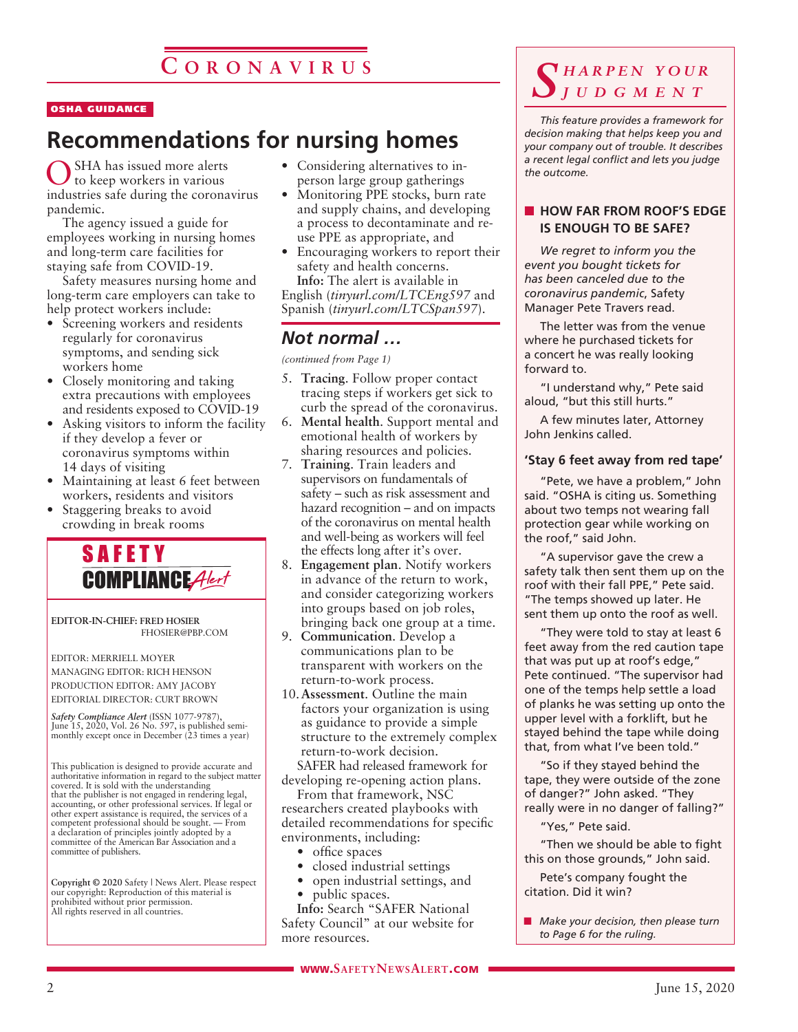# Coronavirus

**OSHA GUIDANCE**

## Recommendations for nursing homes

OSHA has issued more alerts to keep workers in various industries safe during the coronavirus pandemic.

The agency issued a guide for employees working in nursing homes and long-term care facilities for staying safe from COVID-19.

Safety measures nursing home and long-term care employers can take to help protect workers include:

- Screening workers and residents regularly for coronavirus symptoms, and sending sick workers home
- Closely monitoring and taking extra precautions with employees and residents exposed to COVID-19
- Asking visitors to inform the facility if they develop a fever or coronavirus symptoms within 14 days of visiting
- Maintaining at least 6 feet between workers, residents and visitors
- Staggering breaks to avoid crowding in break rooms
- Considering alternatives to in-person large group gatherings
- Monitoring PPE stocks, burn rate and supply chains, and developing a process to decontaminate and reuse PPE as appropriate, and
- Encouraging workers to report their safety and health concerns.

**Info:** The alert is available in English (*tinyurl.com/LTCEng597* and Spanish (*tinyurl.com/LTCSpan597*).

## *Not normal …*

*(continued from Page 1)*

5. **Tracing**. Follow proper contact tracing steps if workers get sick to curb the spread of the coronavirus.
6. **Mental health**. Support mental and emotional health of workers by sharing resources and policies.
7. **Training**. Train leaders and supervisors on fundamentals of safety – such as risk assessment and hazard recognition – and on impacts of the coronavirus on mental health and well-being as workers will feel the effects long after it's over.
8. **Engagement plan**. Notify workers in advance of the return to work, and consider categorizing workers into groups based on job roles, bringing back one group at a time.
9. **Communication**. Develop a communications plan to be transparent with workers on the return-to-work process.
10. **Assessment**. Outline the main factors your organization is using as guidance to provide a simple structure to the extremely complex return-to-work decision.

SAFER had released framework for developing re-opening action plans.

From that framework, NSC researchers created playbooks with detailed recommendations for specific environments, including:

- office spaces
- closed industrial settings
- open industrial settings, and
- public spaces.

**Info:** Search "SAFER National Safety Council" at our website for more resources.

---

**SAFETY COMPLIANCE *Alert***

EDITOR-IN-CHIEF: FRED HOSIER
FHOSIER@PBP.COM

EDITOR: MERRIELL MOYER
MANAGING EDITOR: RICH HENSON
PRODUCTION EDITOR: AMY JACOBY
EDITORIAL DIRECTOR: CURT BROWN

*Safety Compliance Alert* (ISSN 1077-9787), June 15, 2020, Vol. 26 No. 597, is published semi-monthly except once in December (23 times a year)

This publication is designed to provide accurate and authoritative information in regard to the subject matter covered. It is sold with the understanding that the publisher is not engaged in rendering legal, accounting, or other professional services. If legal or other expert assistance is required, the services of a competent professional should be sought. — From a declaration of principles jointly adopted by a committee of the American Bar Association and a committee of publishers.

**Copyright © 2020** Safety | News Alert. Please respect our copyright: Reproduction of this material is prohibited without prior permission. All rights reserved in all countries.

---

# *Sharpen Your Judgment*

*This feature provides a framework for decision making that helps keep you and your company out of trouble. It describes a recent legal conflict and lets you judge the outcome.*

### HOW FAR FROM ROOF'S EDGE IS ENOUGH TO BE SAFE?

*We regret to inform you the event you bought tickets for has been canceled due to the coronavirus pandemic*, Safety Manager Pete Travers read.

The letter was from the venue where he purchased tickets for a concert he was really looking forward to.

"I understand why," Pete said aloud, "but this still hurts."

A few minutes later, Attorney John Jenkins called.

#### 'Stay 6 feet away from red tape'

"Pete, we have a problem," John said. "OSHA is citing us. Something about two temps not wearing fall protection gear while working on the roof," said John.

"A supervisor gave the crew a safety talk then sent them up on the roof with their fall PPE," Pete said. "The temps showed up later. He sent them up onto the roof as well.

"They were told to stay at least 6 feet away from the red caution tape that was put up at roof's edge," Pete continued. "The supervisor had one of the temps help settle a load of planks he was setting up onto the upper level with a forklift, but he stayed behind the tape while doing that, from what I've been told."

"So if they stayed behind the tape, they were outside of the zone of danger?" John asked. "They really were in no danger of falling?"

"Yes," Pete said.

"Then we should be able to fight this on those grounds," John said.

Pete's company fought the citation. Did it win?

- *Make your decision, then please turn to Page 6 for the ruling.*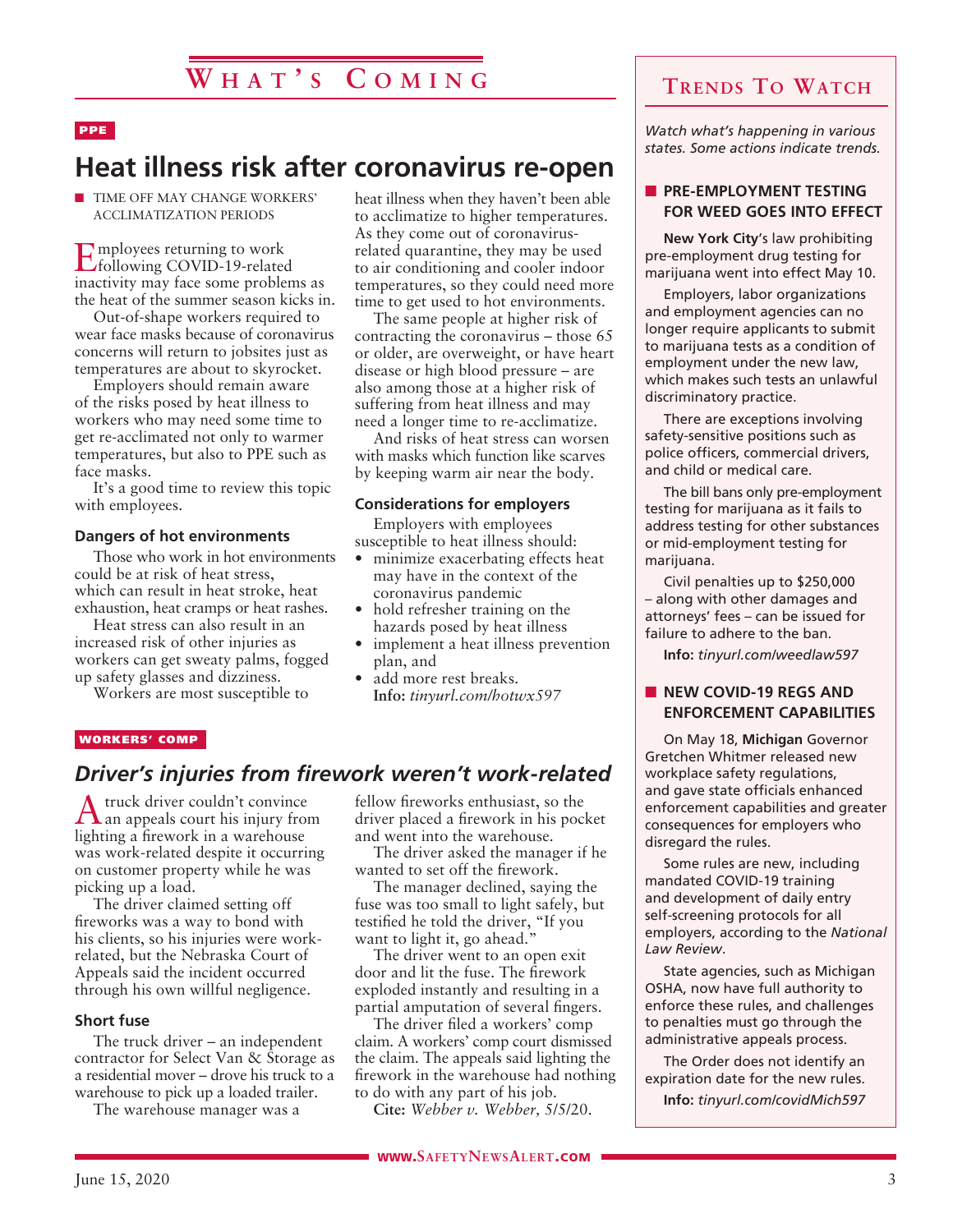# What's Coming

PPE

## Heat illness risk after coronavirus re-open

■ TIME OFF MAY CHANGE WORKERS' ACCLIMATIZATION PERIODS

Employees returning to work following COVID-19-related inactivity may face some problems as the heat of the summer season kicks in.

Out-of-shape workers required to wear face masks because of coronavirus concerns will return to jobsites just as temperatures are about to skyrocket.

Employers should remain aware of the risks posed by heat illness to workers who may need some time to get re-acclimated not only to warmer temperatures, but also to PPE such as face masks.

It's a good time to review this topic with employees.

### Dangers of hot environments

Those who work in hot environments could be at risk of heat stress, which can result in heat stroke, heat exhaustion, heat cramps or heat rashes.

Heat stress can also result in an increased risk of other injuries as workers can get sweaty palms, fogged up safety glasses and dizziness.

Workers are most susceptible to heat illness when they haven't been able to acclimatize to higher temperatures. As they come out of coronavirus-related quarantine, they may be used to air conditioning and cooler indoor temperatures, so they could need more time to get used to hot environments.

The same people at higher risk of contracting the coronavirus – those 65 or older, are overweight, or have heart disease or high blood pressure – are also among those at a higher risk of suffering from heat illness and may need a longer time to re-acclimatize.

And risks of heat stress can worsen with masks which function like scarves by keeping warm air near the body.

### Considerations for employers

Employers with employees susceptible to heat illness should:

- minimize exacerbating effects heat may have in the context of the coronavirus pandemic
- hold refresher training on the hazards posed by heat illness
- implement a heat illness prevention plan, and
- add more rest breaks.

**Info:** *tinyurl.com/hotwx597*

WORKERS' COMP

## *Driver's injuries from firework weren't work-related*

A truck driver couldn't convince an appeals court his injury from lighting a firework in a warehouse was work-related despite it occurring on customer property while he was picking up a load.

The driver claimed setting off fireworks was a way to bond with his clients, so his injuries were work-related, but the Nebraska Court of Appeals said the incident occurred through his own willful negligence.

### Short fuse

The truck driver – an independent contractor for Select Van & Storage as a residential mover – drove his truck to a warehouse to pick up a loaded trailer.

The warehouse manager was a fellow fireworks enthusiast, so the driver placed a firework in his pocket and went into the warehouse.

The driver asked the manager if he wanted to set off the firework.

The manager declined, saying the fuse was too small to light safely, but testified he told the driver, "If you want to light it, go ahead."

The driver went to an open exit door and lit the fuse. The firework exploded instantly and resulting in a partial amputation of several fingers.

The driver filed a workers' comp claim. A workers' comp court dismissed the claim. The appeals said lighting the firework in the warehouse had nothing to do with any part of his job.

**Cite:** *Webber v. Webber,* 5/5/20.

## Trends To Watch

*Watch what's happening in various states. Some actions indicate trends.*

### ■ PRE-EMPLOYMENT TESTING FOR WEED GOES INTO EFFECT

**New York City**'s law prohibiting pre-employment drug testing for marijuana went into effect May 10.

Employers, labor organizations and employment agencies can no longer require applicants to submit to marijuana tests as a condition of employment under the new law, which makes such tests an unlawful discriminatory practice.

There are exceptions involving safety-sensitive positions such as police officers, commercial drivers, and child or medical care.

The bill bans only pre-employment testing for marijuana as it fails to address testing for other substances or mid-employment testing for marijuana.

Civil penalties up to $250,000 – along with other damages and attorneys' fees – can be issued for failure to adhere to the ban.

**Info:** *tinyurl.com/weedlaw597*

### ■ NEW COVID-19 REGS AND ENFORCEMENT CAPABILITIES

On May 18, **Michigan** Governor Gretchen Whitmer released new workplace safety regulations, and gave state officials enhanced enforcement capabilities and greater consequences for employers who disregard the rules.

Some rules are new, including mandated COVID-19 training and development of daily entry self-screening protocols for all employers, according to the *National Law Review*.

State agencies, such as Michigan OSHA, now have full authority to enforce these rules, and challenges to penalties must go through the administrative appeals process.

The Order does not identify an expiration date for the new rules.

**Info:** *tinyurl.com/covidMich597*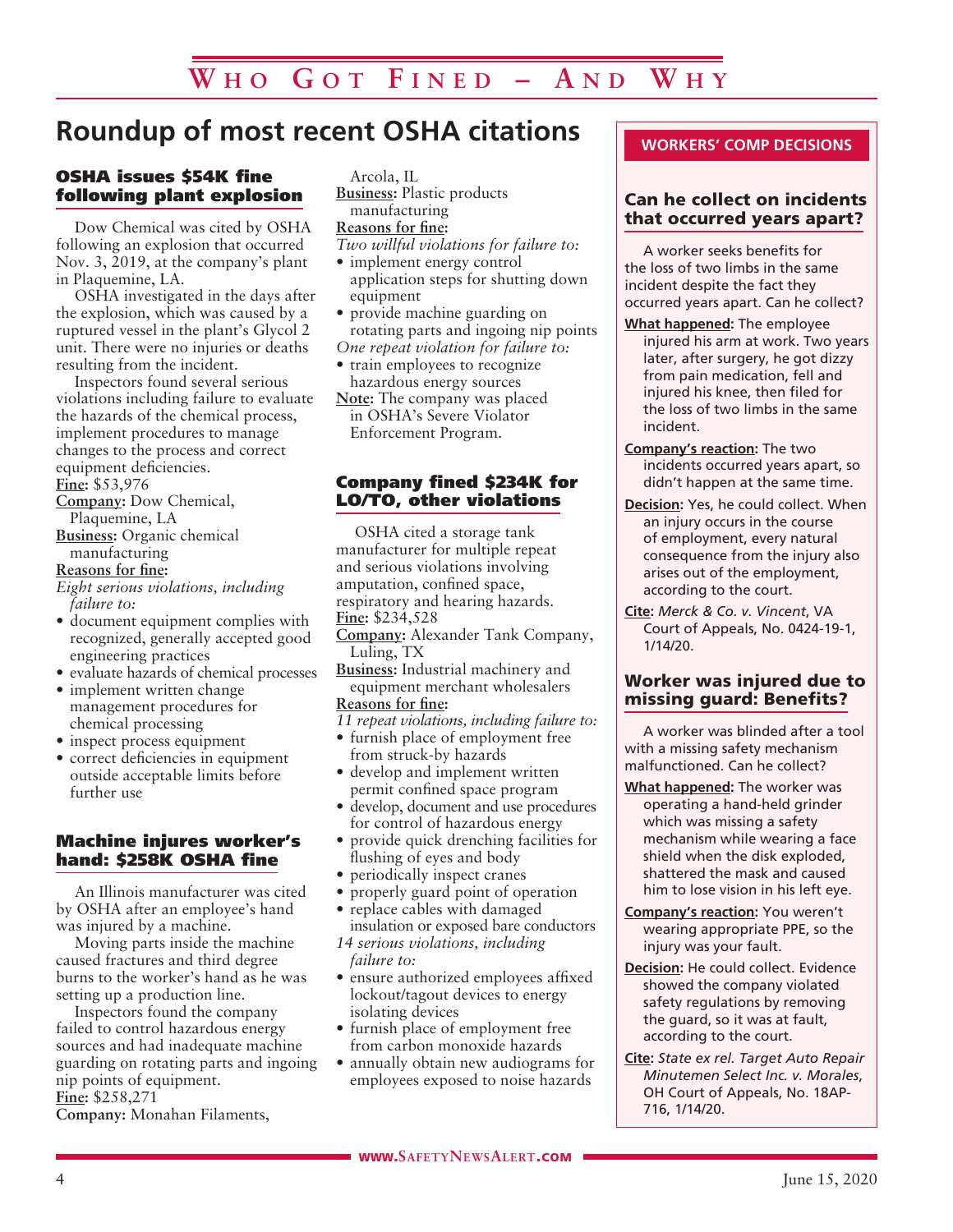# Who Got Fined – And Why

## Roundup of most recent OSHA citations

### OSHA issues $54K fine following plant explosion

Dow Chemical was cited by OSHA following an explosion that occurred Nov. 3, 2019, at the company's plant in Plaquemine, LA.

OSHA investigated in the days after the explosion, which was caused by a ruptured vessel in the plant's Glycol 2 unit. There were no injuries or deaths resulting from the incident.

Inspectors found several serious violations including failure to evaluate the hazards of the chemical process, implement procedures to manage changes to the process and correct equipment deficiencies.

**Fine:** $53,976

**Company:** Dow Chemical, Plaquemine, LA

**Business:** Organic chemical manufacturing

**Reasons for fine:**

*Eight serious violations, including failure to:*

- document equipment complies with recognized, generally accepted good engineering practices
- evaluate hazards of chemical processes
- implement written change management procedures for chemical processing
- inspect process equipment
- correct deficiencies in equipment outside acceptable limits before further use

### Machine injures worker's hand: $258K OSHA fine

An Illinois manufacturer was cited by OSHA after an employee's hand was injured by a machine.

Moving parts inside the machine caused fractures and third degree burns to the worker's hand as he was setting up a production line.

Inspectors found the company failed to control hazardous energy sources and had inadequate machine guarding on rotating parts and ingoing nip points of equipment.

**Fine:** $258,271

**Company:** Monahan Filaments, Arcola, IL

**Business:** Plastic products manufacturing

**Reasons for fine:**

*Two willful violations for failure to:*

- implement energy control application steps for shutting down equipment
- provide machine guarding on rotating parts and ingoing nip points

*One repeat violation for failure to:*

- train employees to recognize hazardous energy sources

**Note:** The company was placed in OSHA's Severe Violator Enforcement Program.

### Company fined $234K for LO/TO, other violations

OSHA cited a storage tank manufacturer for multiple repeat and serious violations involving amputation, confined space, respiratory and hearing hazards.

**Fine:** $234,528

**Company:** Alexander Tank Company, Luling, TX

**Business:** Industrial machinery and equipment merchant wholesalers

**Reasons for fine:**

*11 repeat violations, including failure to:*

- furnish place of employment free from struck-by hazards
- develop and implement written permit confined space program
- develop, document and use procedures for control of hazardous energy
- provide quick drenching facilities for flushing of eyes and body
- periodically inspect cranes
- properly guard point of operation
- replace cables with damaged insulation or exposed bare conductors

*14 serious violations, including failure to:*

- ensure authorized employees affixed lockout/tagout devices to energy isolating devices
- furnish place of employment free from carbon monoxide hazards
- annually obtain new audiograms for employees exposed to noise hazards

## WORKERS' COMP DECISIONS

### Can he collect on incidents that occurred years apart?

A worker seeks benefits for the loss of two limbs in the same incident despite the fact they occurred years apart. Can he collect?

**What happened:** The employee injured his arm at work. Two years later, after surgery, he got dizzy from pain medication, fell and injured his knee, then filed for the loss of two limbs in the same incident.

**Company's reaction:** The two incidents occurred years apart, so didn't happen at the same time.

**Decision:** Yes, he could collect. When an injury occurs in the course of employment, every natural consequence from the injury also arises out of the employment, according to the court.

**Cite:** *Merck & Co. v. Vincent*, VA Court of Appeals, No. 0424-19-1, 1/14/20.

### Worker was injured due to missing guard: Benefits?

A worker was blinded after a tool with a missing safety mechanism malfunctioned. Can he collect?

**What happened:** The worker was operating a hand-held grinder which was missing a safety mechanism while wearing a face shield when the disk exploded, shattered the mask and caused him to lose vision in his left eye.

**Company's reaction:** You weren't wearing appropriate PPE, so the injury was your fault.

**Decision:** He could collect. Evidence showed the company violated safety regulations by removing the guard, so it was at fault, according to the court.

**Cite:** *State ex rel. Target Auto Repair Minutemen Select Inc. v. Morales*, OH Court of Appeals, No. 18AP-716, 1/14/20.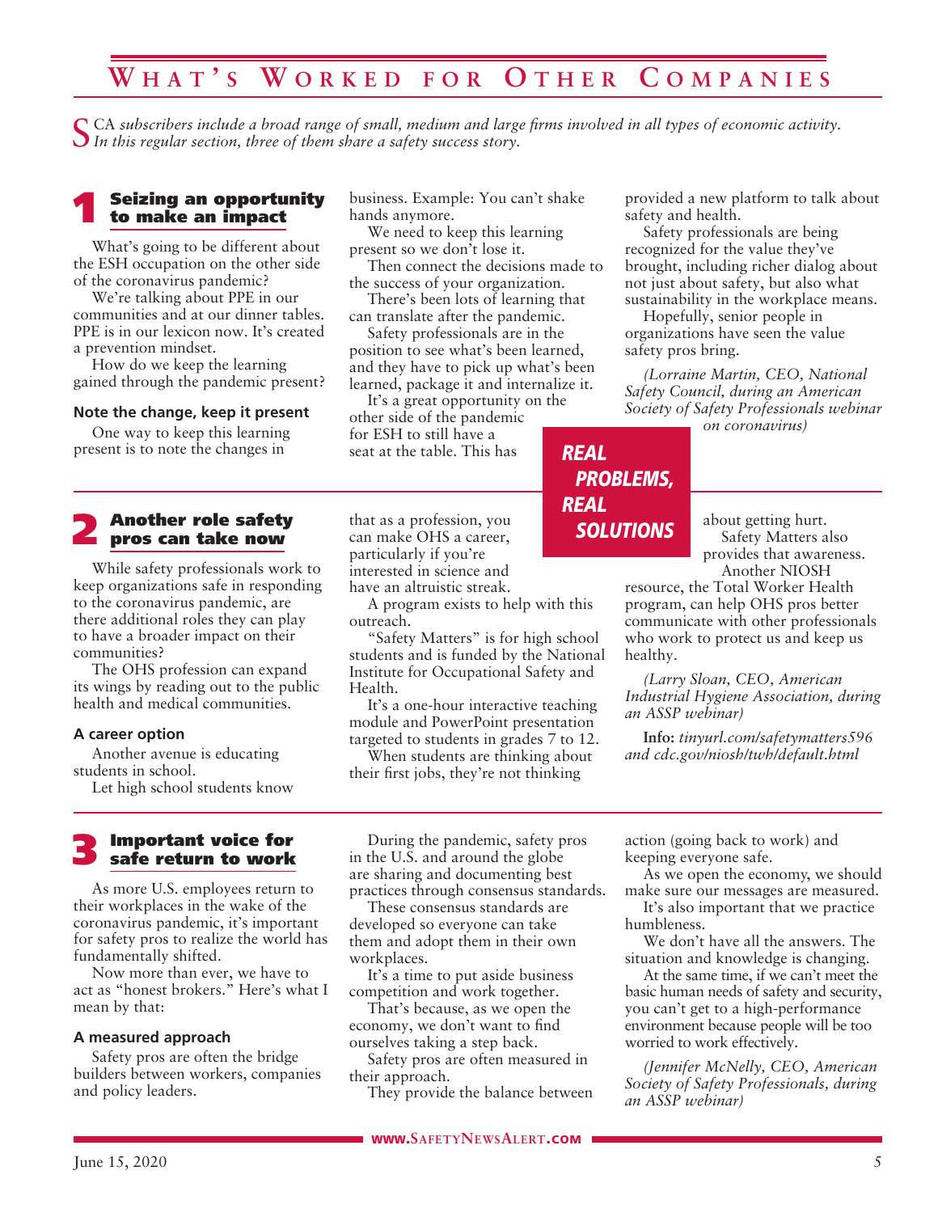# What's Worked for Other Companies

*SCA subscribers include a broad range of small, medium and large firms involved in all types of economic activity. In this regular section, three of them share a safety success story.*

## 1 Seizing an opportunity to make an impact

What's going to be different about the ESH occupation on the other side of the coronavirus pandemic?

We're talking about PPE in our communities and at our dinner tables. PPE is in our lexicon now. It's created a prevention mindset.

How do we keep the learning gained through the pandemic present?

### Note the change, keep it present

One way to keep this learning present is to note the changes in business. Example: You can't shake hands anymore.

We need to keep this learning present so we don't lose it.

Then connect the decisions made to the success of your organization.

There's been lots of learning that can translate after the pandemic.

Safety professionals are in the position to see what's been learned, and they have to pick up what's been learned, package it and internalize it.

It's a great opportunity on the other side of the pandemic for ESH to still have a seat at the table. This has provided a new platform to talk about safety and health.

Safety professionals are being recognized for the value they've brought, including richer dialog about not just about safety, but also what sustainability in the workplace means.

Hopefully, senior people in organizations have seen the value safety pros bring.

*(Lorraine Martin, CEO, National Safety Council, during an American Society of Safety Professionals webinar on coronavirus)*

**REAL PROBLEMS, REAL SOLUTIONS**

## 2 Another role safety pros can take now

While safety professionals work to keep organizations safe in responding to the coronavirus pandemic, are there additional roles they can play to have a broader impact on their communities?

The OHS profession can expand its wings by reading out to the public health and medical communities.

### A career option

Another avenue is educating students in school.

Let high school students know that as a profession, you can make OHS a career, particularly if you're interested in science and have an altruistic streak.

A program exists to help with this outreach.

"Safety Matters" is for high school students and is funded by the National Institute for Occupational Safety and Health.

It's a one-hour interactive teaching module and PowerPoint presentation targeted to students in grades 7 to 12.

When students are thinking about their first jobs, they're not thinking about getting hurt.

Safety Matters also provides that awareness.

Another NIOSH resource, the Total Worker Health program, can help OHS pros better communicate with other professionals who work to protect us and keep us healthy.

*(Larry Sloan, CEO, American Industrial Hygiene Association, during an ASSP webinar)*

**Info:** *tinyurl.com/safetymatters596 and cdc.gov/niosh/twh/default.html*

## 3 Important voice for safe return to work

As more U.S. employees return to their workplaces in the wake of the coronavirus pandemic, it's important for safety pros to realize the world has fundamentally shifted.

Now more than ever, we have to act as "honest brokers." Here's what I mean by that:

### A measured approach

Safety pros are often the bridge builders between workers, companies and policy leaders.

During the pandemic, safety pros in the U.S. and around the globe are sharing and documenting best practices through consensus standards.

These consensus standards are developed so everyone can take them and adopt them in their own workplaces.

It's a time to put aside business competition and work together.

That's because, as we open the economy, we don't want to find ourselves taking a step back.

Safety pros are often measured in their approach.

They provide the balance between action (going back to work) and keeping everyone safe.

As we open the economy, we should make sure our messages are measured.

It's also important that we practice humbleness.

We don't have all the answers. The situation and knowledge is changing.

At the same time, if we can't meet the basic human needs of safety and security, you can't get to a high-performance environment because people will be too worried to work effectively.

*(Jennifer McNelly, CEO, American Society of Safety Professionals, during an ASSP webinar)*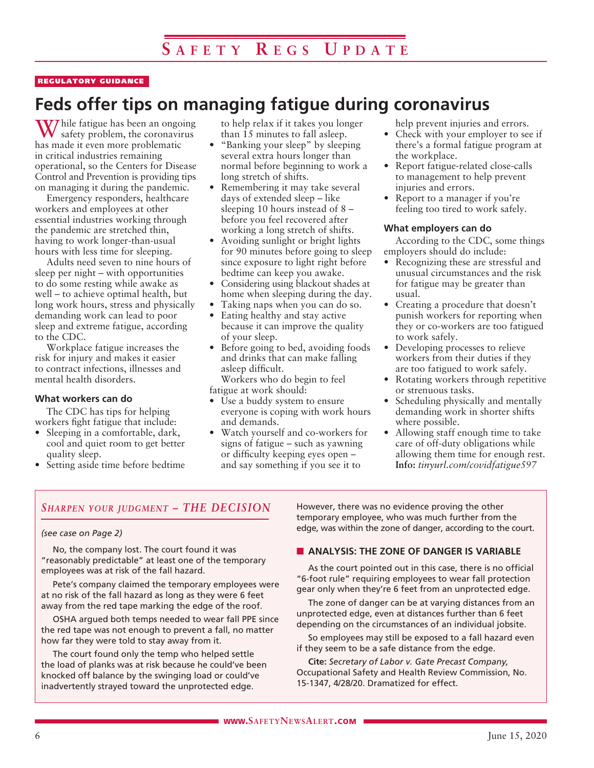REGULATORY GUIDANCE

# Feds offer tips on managing fatigue during coronavirus

While fatigue has been an ongoing safety problem, the coronavirus has made it even more problematic in critical industries remaining operational, so the Centers for Disease Control and Prevention is providing tips on managing it during the pandemic.

Emergency responders, healthcare workers and employees at other essential industries working through the pandemic are stretched thin, having to work longer-than-usual hours with less time for sleeping.

Adults need seven to nine hours of sleep per night – with opportunities to do some resting while awake as well – to achieve optimal health, but long work hours, stress and physically demanding work can lead to poor sleep and extreme fatigue, according to the CDC.

Workplace fatigue increases the risk for injury and makes it easier to contract infections, illnesses and mental health disorders.

### What workers can do

The CDC has tips for helping workers fight fatigue that include:

- Sleeping in a comfortable, dark, cool and quiet room to get better quality sleep.
- Setting aside time before bedtime to help relax if it takes you longer than 15 minutes to fall asleep.
- "Banking your sleep" by sleeping several extra hours longer than normal before beginning to work a long stretch of shifts.
- Remembering it may take several days of extended sleep – like sleeping 10 hours instead of 8 – before you feel recovered after working a long stretch of shifts.
- Avoiding sunlight or bright lights for 90 minutes before going to sleep since exposure to light right before bedtime can keep you awake.
- Considering using blackout shades at home when sleeping during the day.
- Taking naps when you can do so.
- Eating healthy and stay active because it can improve the quality of your sleep.
- Before going to bed, avoiding foods and drinks that can make falling asleep difficult.

Workers who do begin to feel fatigue at work should:

- Use a buddy system to ensure everyone is coping with work hours and demands.
- Watch yourself and co-workers for signs of fatigue – such as yawning or difficulty keeping eyes open – and say something if you see it to help prevent injuries and errors.
- Check with your employer to see if there's a formal fatigue program at the workplace.
- Report fatigue-related close-calls to management to help prevent injuries and errors.
- Report to a manager if you're feeling too tired to work safely.

### What employers can do

According to the CDC, some things employers should do include:

- Recognizing these are stressful and unusual circumstances and the risk for fatigue may be greater than usual.
- Creating a procedure that doesn't punish workers for reporting when they or co-workers are too fatigued to work safely.
- Developing processes to relieve workers from their duties if they are too fatigued to work safely.
- Rotating workers through repetitive or strenuous tasks.
- Scheduling physically and mentally demanding work in shorter shifts where possible.
- Allowing staff enough time to take care of off-duty obligations while allowing them time for enough rest.

**Info:** *tinyurl.com/covidfatigue597*

## *Sharpen your judgment – THE DECISION*

*(see case on Page 2)*

No, the company lost. The court found it was "reasonably predictable" at least one of the temporary employees was at risk of the fall hazard.

Pete's company claimed the temporary employees were at no risk of the fall hazard as long as they were 6 feet away from the red tape marking the edge of the roof.

OSHA argued both temps needed to wear fall PPE since the red tape was not enough to prevent a fall, no matter how far they were told to stay away from it.

The court found only the temp who helped settle the load of planks was at risk because he could've been knocked off balance by the swinging load or could've inadvertently strayed toward the unprotected edge.

However, there was no evidence proving the other temporary employee, who was much further from the edge, was within the zone of danger, according to the court.

### ■ ANALYSIS: THE ZONE OF DANGER IS VARIABLE

As the court pointed out in this case, there is no official "6-foot rule" requiring employees to wear fall protection gear only when they're 6 feet from an unprotected edge.

The zone of danger can be at varying distances from an unprotected edge, even at distances further than 6 feet depending on the circumstances of an individual jobsite.

So employees may still be exposed to a fall hazard even if they seem to be a safe distance from the edge.

**Cite:** *Secretary of Labor v. Gate Precast Company,* Occupational Safety and Health Review Commission, No. 15-1347, 4/28/20. Dramatized for effect.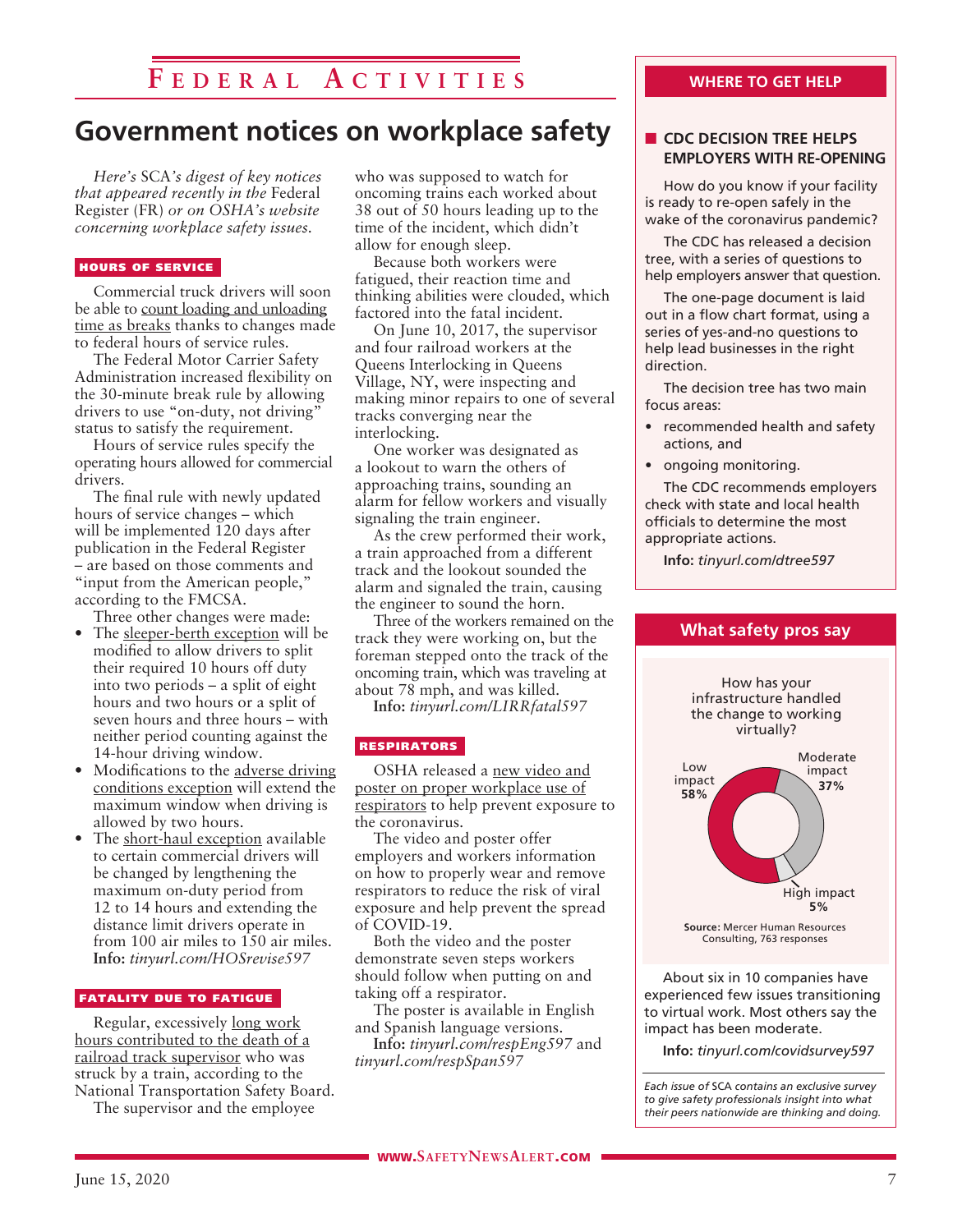# Government notices on workplace safety

*Here's SCA's digest of key notices that appeared recently in the Federal Register (FR) or on OSHA's website concerning workplace safety issues.*

## HOURS OF SERVICE

Commercial truck drivers will soon be able to count loading and unloading time as breaks thanks to changes made to federal hours of service rules.

The Federal Motor Carrier Safety Administration increased flexibility on the 30-minute break rule by allowing drivers to use "on-duty, not driving" status to satisfy the requirement.

Hours of service rules specify the operating hours allowed for commercial drivers.

The final rule with newly updated hours of service changes – which will be implemented 120 days after publication in the Federal Register – are based on those comments and "input from the American people," according to the FMCSA.

Three other changes were made:

- The sleeper-berth exception will be modified to allow drivers to split their required 10 hours off duty into two periods – a split of eight hours and two hours or a split of seven hours and three hours – with neither period counting against the 14-hour driving window.
- Modifications to the adverse driving conditions exception will extend the maximum window when driving is allowed by two hours.
- The short-haul exception available to certain commercial drivers will be changed by lengthening the maximum on-duty period from 12 to 14 hours and extending the distance limit drivers operate in from 100 air miles to 150 air miles.

**Info:** *tinyurl.com/HOSrevise597*

## FATALITY DUE TO FATIGUE

Regular, excessively long work hours contributed to the death of a railroad track supervisor who was struck by a train, according to the National Transportation Safety Board.

The supervisor and the employee who was supposed to watch for oncoming trains each worked about 38 out of 50 hours leading up to the time of the incident, which didn't allow for enough sleep.

Because both workers were fatigued, their reaction time and thinking abilities were clouded, which factored into the fatal incident.

On June 10, 2017, the supervisor and four railroad workers at the Queens Interlocking in Queens Village, NY, were inspecting and making minor repairs to one of several tracks converging near the interlocking.

One worker was designated as a lookout to warn the others of approaching trains, sounding an alarm for fellow workers and visually signaling the train engineer.

As the crew performed their work, a train approached from a different track and the lookout sounded the alarm and signaled the train, causing the engineer to sound the horn.

Three of the workers remained on the track they were working on, but the foreman stepped onto the track of the oncoming train, which was traveling at about 78 mph, and was killed.

**Info:** *tinyurl.com/LIRRfatal597*

## RESPIRATORS

OSHA released a new video and poster on proper workplace use of respirators to help prevent exposure to the coronavirus.

The video and poster offer employers and workers information on how to properly wear and remove respirators to reduce the risk of viral exposure and help prevent the spread of COVID-19.

Both the video and the poster demonstrate seven steps workers should follow when putting on and taking off a respirator.

The poster is available in English and Spanish language versions.

**Info:** *tinyurl.com/respEng597* and *tinyurl.com/respSpan597*

## WHERE TO GET HELP

### CDC DECISION TREE HELPS EMPLOYERS WITH RE-OPENING

How do you know if your facility is ready to re-open safely in the wake of the coronavirus pandemic?

The CDC has released a decision tree, with a series of questions to help employers answer that question.

The one-page document is laid out in a flow chart format, using a series of yes-and-no questions to help lead businesses in the right direction.

The decision tree has two main focus areas:

- recommended health and safety actions, and
- ongoing monitoring.

The CDC recommends employers check with state and local health officials to determine the most appropriate actions.

**Info:** *tinyurl.com/dtree597*

## What safety pros say

How has your infrastructure handled the change to working virtually?

| Response | Percentage |
| --- | --- |
| Low impact | 58% |
| Moderate impact | 37% |
| High impact | 5% |

**Source:** Mercer Human Resources Consulting, 763 responses

About six in 10 companies have experienced few issues transitioning to virtual work. Most others say the impact has been moderate.

**Info:** *tinyurl.com/covidsurvey597*

*Each issue of SCA contains an exclusive survey to give safety professionals insight into what their peers nationwide are thinking and doing.*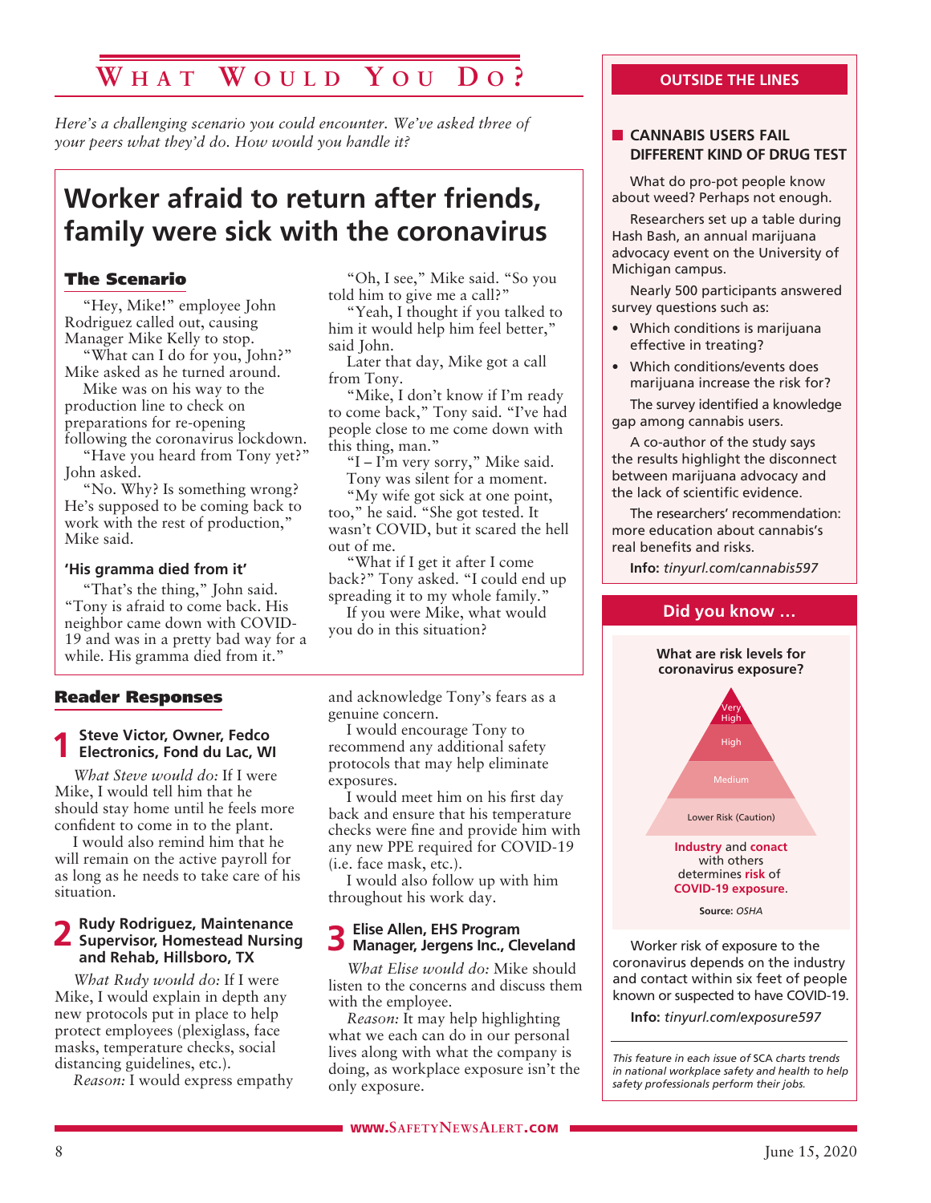# What Would You Do?

*Here's a challenging scenario you could encounter. We've asked three of your peers what they'd do. How would you handle it?*

## Worker afraid to return after friends, family were sick with the coronavirus

### The Scenario

"Hey, Mike!" employee John Rodriguez called out, causing Manager Mike Kelly to stop.

"What can I do for you, John?" Mike asked as he turned around.

Mike was on his way to the production line to check on preparations for re-opening following the coronavirus lockdown.

"Have you heard from Tony yet?" John asked.

"No. Why? Is something wrong? He's supposed to be coming back to work with the rest of production," Mike said.

#### 'His gramma died from it'

"That's the thing," John said. "Tony is afraid to come back. His neighbor came down with COVID-19 and was in a pretty bad way for a while. His gramma died from it."

"Oh, I see," Mike said. "So you told him to give me a call?"

"Yeah, I thought if you talked to him it would help him feel better," said John.

Later that day, Mike got a call from Tony.

"Mike, I don't know if I'm ready to come back," Tony said. "I've had people close to me come down with this thing, man."

"I – I'm very sorry," Mike said.

Tony was silent for a moment.

"My wife got sick at one point, too," he said. "She got tested. It wasn't COVID, but it scared the hell out of me.

"What if I get it after I come back?" Tony asked. "I could end up spreading it to my whole family."

If you were Mike, what would you do in this situation?

### Reader Responses

#### 1 Steve Victor, Owner, Fedco Electronics, Fond du Lac, WI

*What Steve would do:* If I were Mike, I would tell him that he should stay home until he feels more confident to come in to the plant.

I would also remind him that he will remain on the active payroll for as long as he needs to take care of his situation.

#### 2 Rudy Rodriguez, Maintenance Supervisor, Homestead Nursing and Rehab, Hillsboro, TX

*What Rudy would do:* If I were Mike, I would explain in depth any new protocols put in place to help protect employees (plexiglass, face masks, temperature checks, social distancing guidelines, etc.).

*Reason:* I would express empathy and acknowledge Tony's fears as a genuine concern.

I would encourage Tony to recommend any additional safety protocols that may help eliminate exposures.

I would meet him on his first day back and ensure that his temperature checks were fine and provide him with any new PPE required for COVID-19 (i.e. face mask, etc.).

I would also follow up with him throughout his work day.

#### 3 Elise Allen, EHS Program Manager, Jergens Inc., Cleveland

*What Elise would do:* Mike should listen to the concerns and discuss them with the employee.

*Reason:* It may help highlighting what we each can do in our personal lives along with what the company is doing, as workplace exposure isn't the only exposure.

## OUTSIDE THE LINES

### CANNABIS USERS FAIL DIFFERENT KIND OF DRUG TEST

What do pro-pot people know about weed? Perhaps not enough.

Researchers set up a table during Hash Bash, an annual marijuana advocacy event on the University of Michigan campus.

Nearly 500 participants answered survey questions such as:

- Which conditions is marijuana effective in treating?
- Which conditions/events does marijuana increase the risk for?

The survey identified a knowledge gap among cannabis users.

A co-author of the study says the results highlight the disconnect between marijuana advocacy and the lack of scientific evidence.

The researchers' recommendation: more education about cannabis's real benefits and risks.

**Info:** *tinyurl.com/cannabis597*

### Did you know …

**What are risk levels for coronavirus exposure?**

Very High
High
Medium
Lower Risk (Caution)

**Industry** and **conact** with others determines **risk** of **COVID-19 exposure**.

**Source:** *OSHA*

Worker risk of exposure to the coronavirus depends on the industry and contact within six feet of people known or suspected to have COVID-19.

**Info:** *tinyurl.com/exposure597*

*This feature in each issue of SCA charts trends in national workplace safety and health to help safety professionals perform their jobs.*